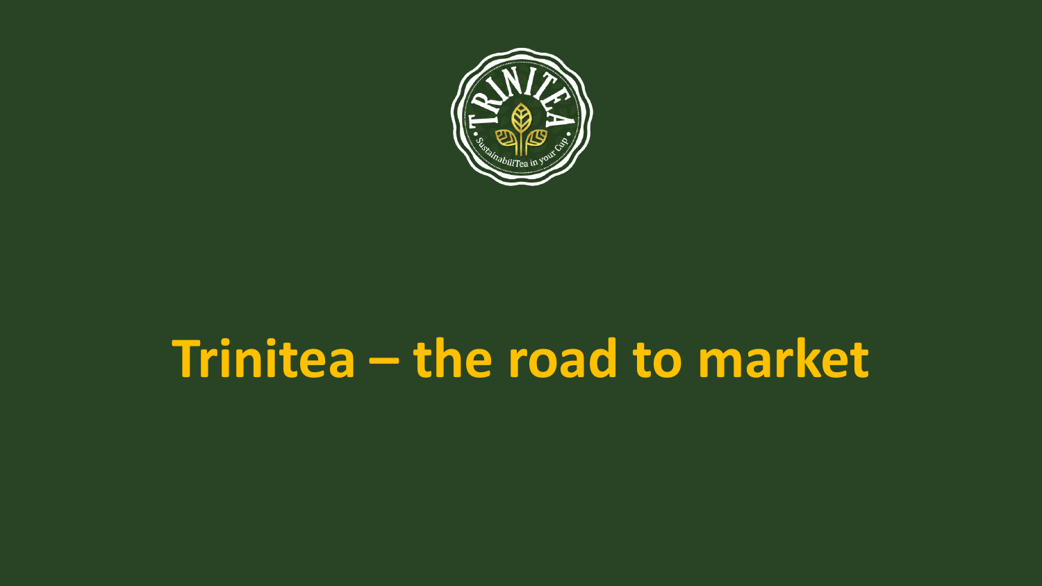# Trinitea – the road to market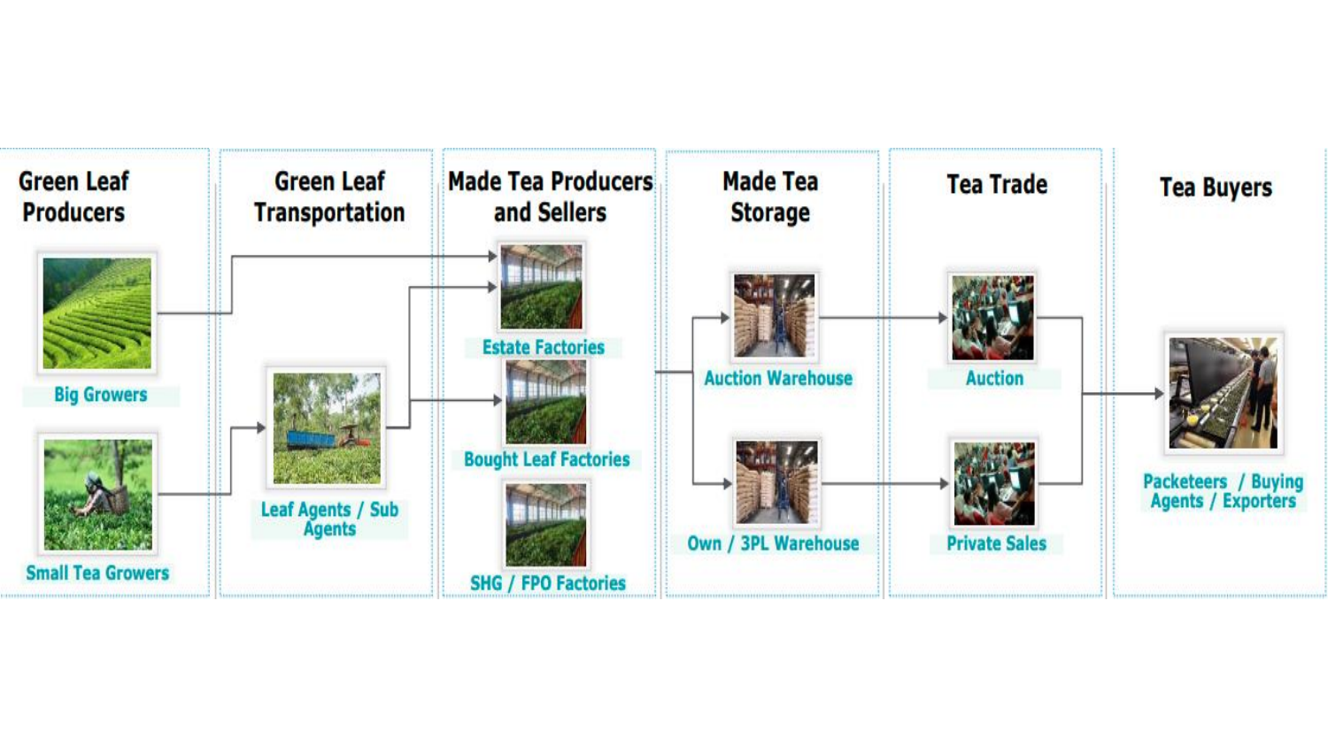| Green Leaf Producers | Green Leaf Transportation | Made Tea Producers and Sellers | Made Tea Storage | Tea Trade | Tea Buyers |
| --- | --- | --- | --- | --- | --- |
| Big Growers | Leaf Agents / Sub Agents | Estate Factories | Auction Warehouse | Auction | Packeteers / Buying Agents / Exporters |
| Small Tea Growers | | Bought Leaf Factories | Own / 3PL Warehouse | Private Sales | |
| | | SHG / FPO Factories | | | |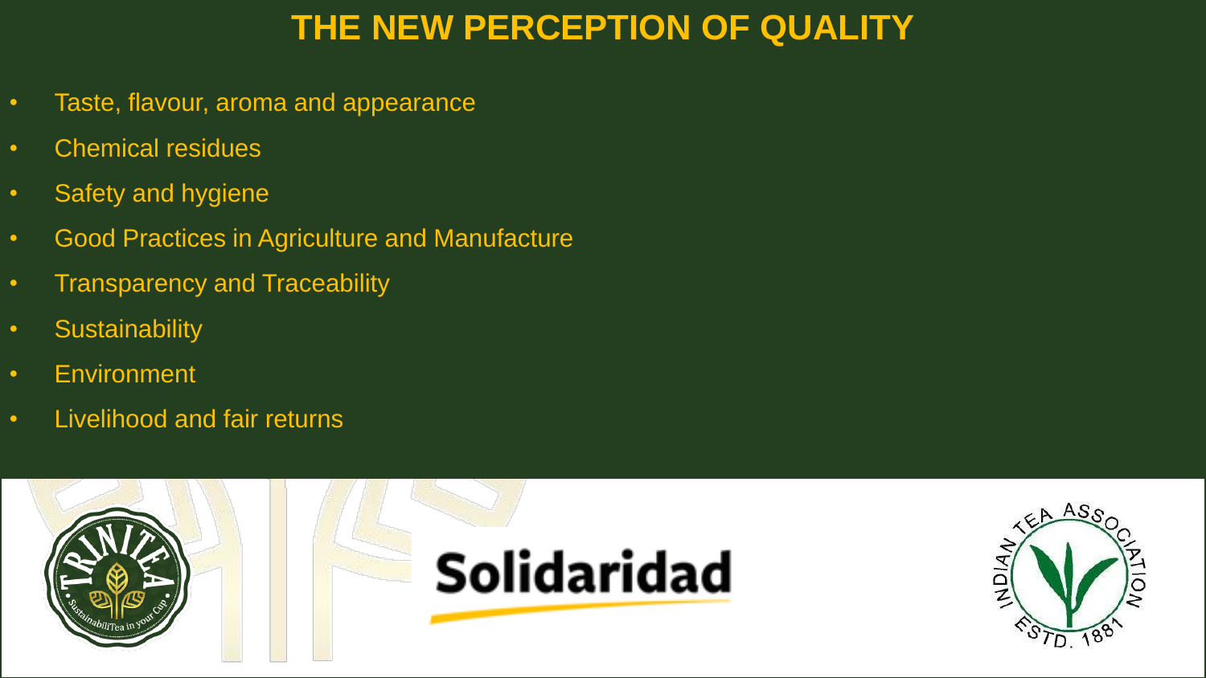# THE NEW PERCEPTION OF QUALITY

- Taste, flavour, aroma and appearance
- Chemical residues
- Safety and hygiene
- Good Practices in Agriculture and Manufacture
- Transparency and Traceability
- Sustainability
- Environment
- Livelihood and fair returns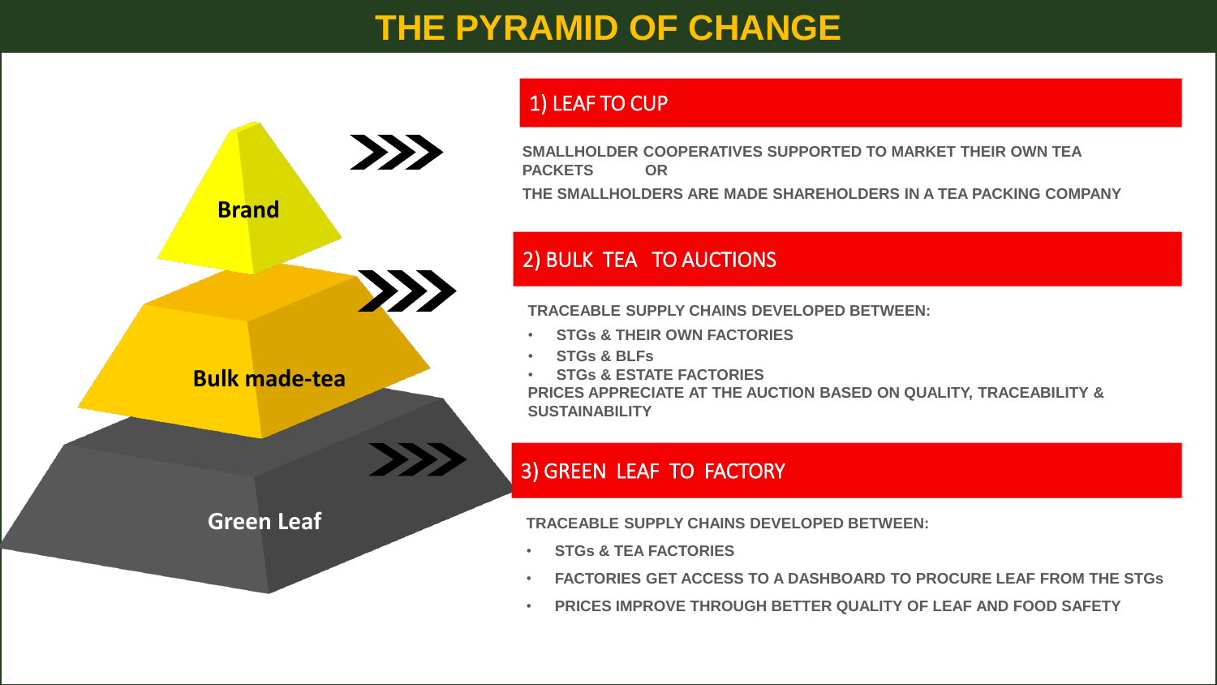# THE PYRAMID OF CHANGE

Brand

Bulk made-tea

Green Leaf

## 1) LEAF TO CUP

SMALLHOLDER COOPERATIVES SUPPORTED TO MARKET THEIR OWN TEA PACKETS OR

THE SMALLHOLDERS ARE MADE SHAREHOLDERS IN A TEA PACKING COMPANY

## 2) BULK TEA TO AUCTIONS

TRACEABLE SUPPLY CHAINS DEVELOPED BETWEEN:

- STGs & THEIR OWN FACTORIES
- STGs & BLFs
- STGs & ESTATE FACTORIES

PRICES APPRECIATE AT THE AUCTION BASED ON QUALITY, TRACEABILITY & SUSTAINABILITY

## 3) GREEN LEAF TO FACTORY

TRACEABLE SUPPLY CHAINS DEVELOPED BETWEEN:

- STGs & TEA FACTORIES
- FACTORIES GET ACCESS TO A DASHBOARD TO PROCURE LEAF FROM THE STGs
- PRICES IMPROVE THROUGH BETTER QUALITY OF LEAF AND FOOD SAFETY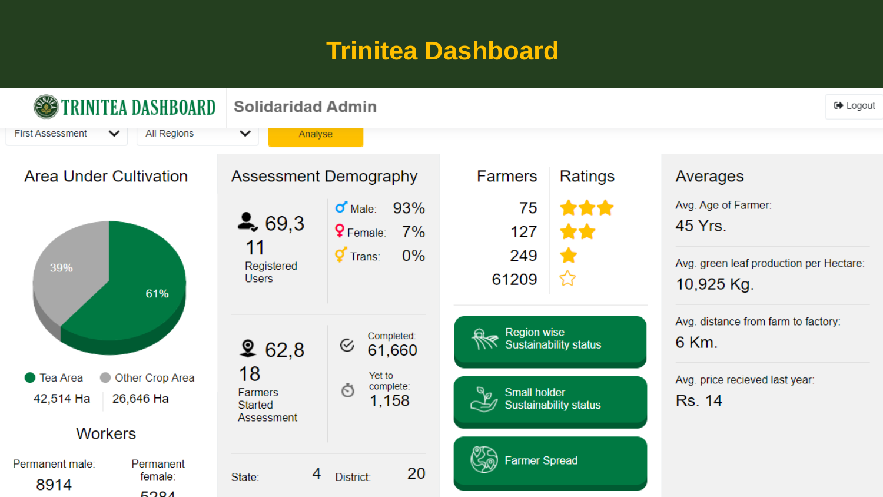# Trinitea Dashboard

TRINITEA DASHBOARD | Solidaridad Admin | Logout

First Assessment | All Regions | Analyse

## Area Under Cultivation

39%
61%

Tea Area: 42,514 Ha
Other Crop Area: 26,646 Ha

### Workers

Permanent male: 8914

Permanent female: 5284

## Assessment Demography

69,311 Registered Users

Male: 93%
Female: 7%
Trans: 0%

62,818 Farmers Started Assessment

Completed: 61,660
Yet to complete: 1,158

State: 4
District: 20

## Farmers / Ratings

| Farmers | Ratings |
|---|---|
| 75 | ★★★ |
| 127 | ★★ |
| 249 | ★ |
| 61209 | ☆ |

Region wise Sustainability status

Small holder Sustainability status

Farmer Spread

## Averages

Avg. Age of Farmer: 45 Yrs.

Avg. green leaf production per Hectare: 10,925 Kg.

Avg. distance from farm to factory: 6 Km.

Avg. price recieved last year: Rs. 14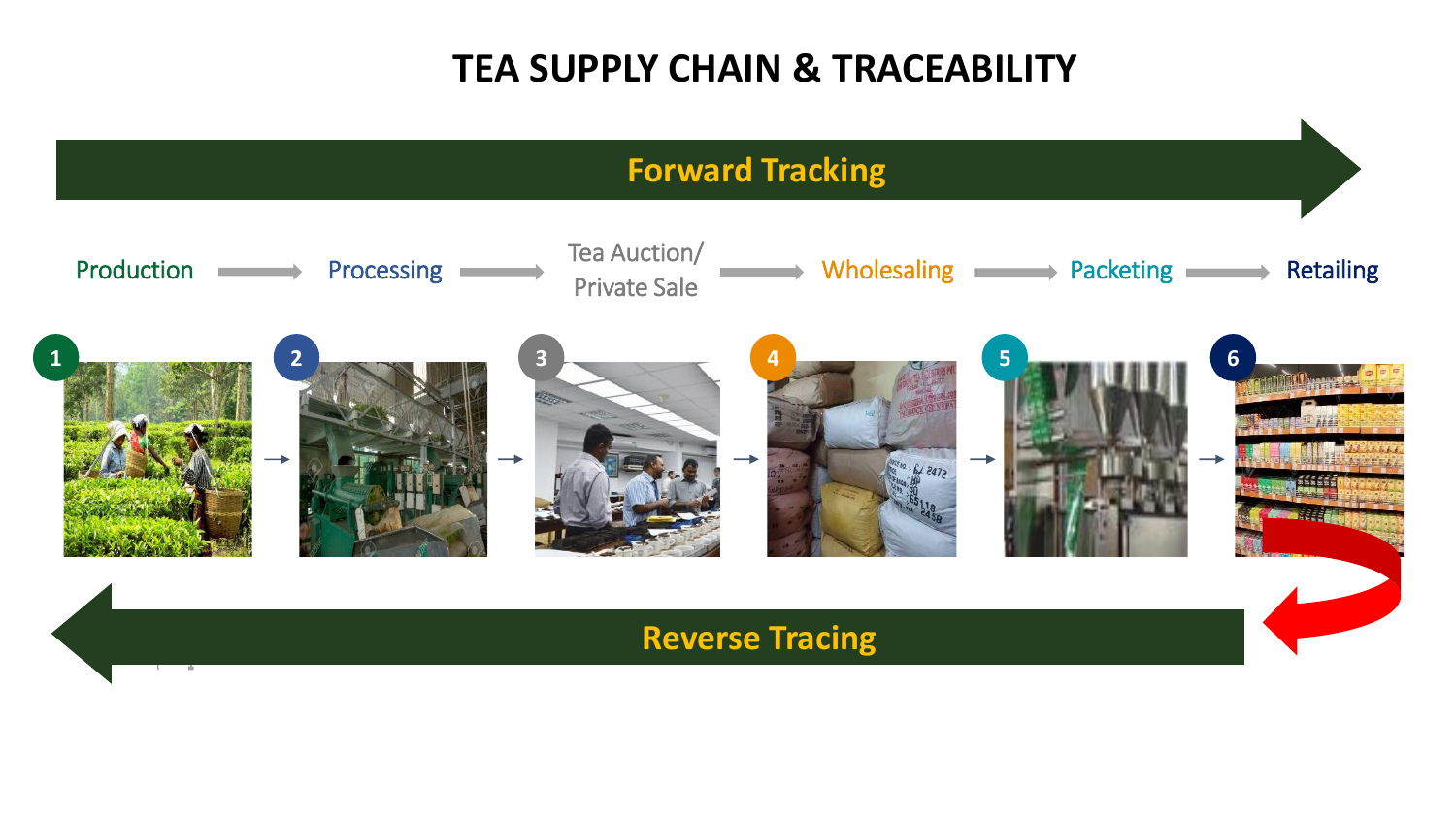# TEA SUPPLY CHAIN & TRACEABILITY

**Forward Tracking**

Production → Processing → Tea Auction/ Private Sale → Wholesaling → Packeting → Retailing

1. Production
2. Processing
3. Tea Auction/ Private Sale
4. Wholesaling
5. Packeting
6. Retailing

**Reverse Tracing**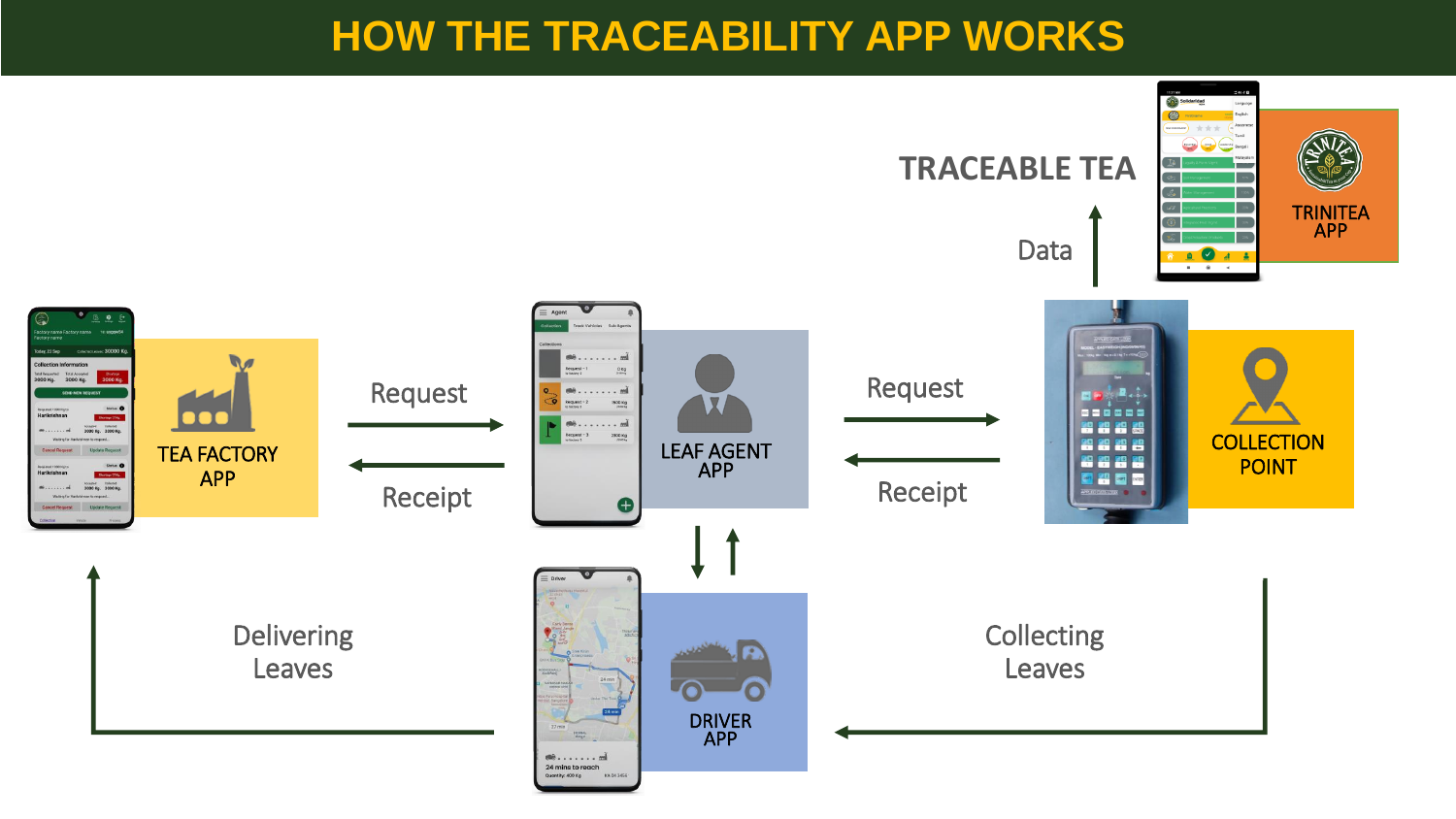# HOW THE TRACEABILITY APP WORKS

TRACEABLE TEA

Data

TRINITEA APP

TEA FACTORY APP

Request

Receipt

LEAF AGENT APP

Request

Receipt

COLLECTION POINT

DRIVER APP

Delivering Leaves

Collecting Leaves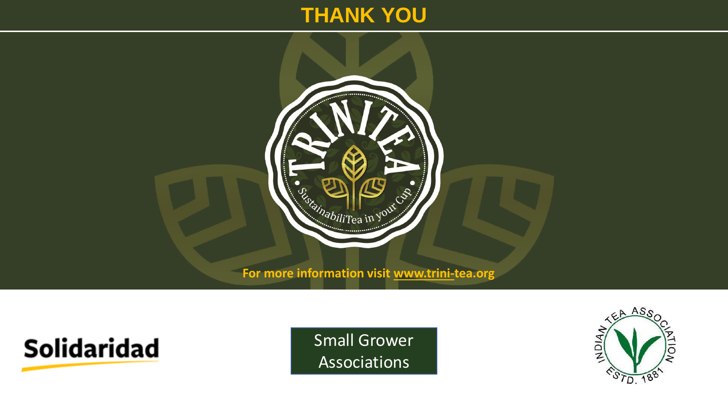# THANK YOU

For more information visit www.trini-tea.org

Solidaridad

Small Grower Associations